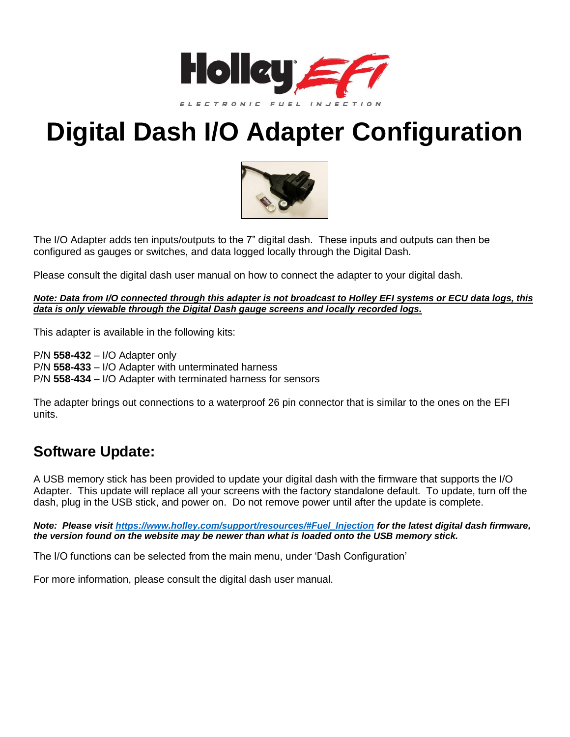# Digital Dash I/O Adapter Configuration

The I/O Adapter adds ten inputs/outputs to the 7" digital dash. These inputs and outputs can then be configured as gauges or switches, and data logged locally through the Digital Dash.

Please consult the digital dash user manual on how to connect the adapter to your digital dash.

***Note: Data from I/O connected through this adapter is not broadcast to Holley EFI systems or ECU data logs, this data is only viewable through the Digital Dash gauge screens and locally recorded logs.***

This adapter is available in the following kits:

P/N **558-432** – I/O Adapter only
P/N **558-433** – I/O Adapter with unterminated harness
P/N **558-434** – I/O Adapter with terminated harness for sensors

The adapter brings out connections to a waterproof 26 pin connector that is similar to the ones on the EFI units.

## Software Update:

A USB memory stick has been provided to update your digital dash with the firmware that supports the I/O Adapter. This update will replace all your screens with the factory standalone default. To update, turn off the dash, plug in the USB stick, and power on. Do not remove power until after the update is complete.

***Note: Please visit [https://www.holley.com/support/resources/#Fuel_Injection](https://www.holley.com/support/resources/#Fuel_Injection) for the latest digital dash firmware, the version found on the website may be newer than what is loaded onto the USB memory stick.***

The I/O functions can be selected from the main menu, under 'Dash Configuration'

For more information, please consult the digital dash user manual.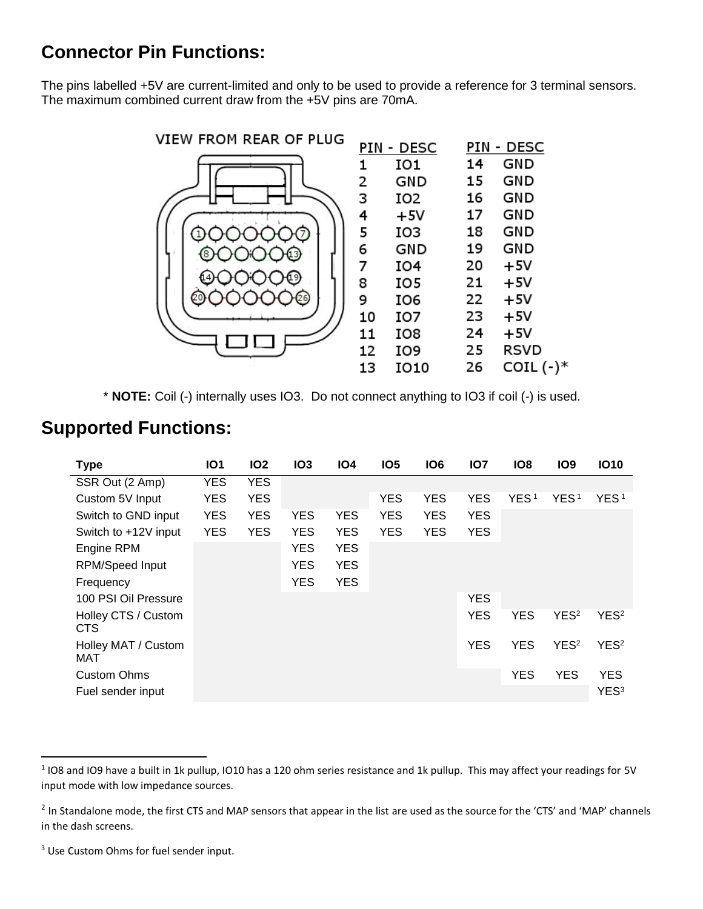## Connector Pin Functions:

The pins labelled +5V are current-limited and only to be used to provide a reference for 3 terminal sensors. The maximum combined current draw from the +5V pins are 70mA.

VIEW FROM REAR OF PLUG

| PIN | DESC | PIN | DESC |
|---|---|---|---|
| 1 | IO1 | 14 | GND |
| 2 | GND | 15 | GND |
| 3 | IO2 | 16 | GND |
| 4 | +5V | 17 | GND |
| 5 | IO3 | 18 | GND |
| 6 | GND | 19 | GND |
| 7 | IO4 | 20 | +5V |
| 8 | IO5 | 21 | +5V |
| 9 | IO6 | 22 | +5V |
| 10 | IO7 | 23 | +5V |
| 11 | IO8 | 24 | +5V |
| 12 | IO9 | 25 | RSVD |
| 13 | IO10 | 26 | COIL (-)* |

* **NOTE:** Coil (-) internally uses IO3. Do not connect anything to IO3 if coil (-) is used.

## Supported Functions:

| Type | IO1 | IO2 | IO3 | IO4 | IO5 | IO6 | IO7 | IO8 | IO9 | IO10 |
|---|---|---|---|---|---|---|---|---|---|---|
| SSR Out (2 Amp) | YES | YES | | | | | | | | |
| Custom 5V Input | YES | YES | | | YES | YES | YES | YES [1] | YES [1] | YES [1] |
| Switch to GND input | YES | YES | YES | YES | YES | YES | YES | | | |
| Switch to +12V input | YES | YES | YES | YES | YES | YES | YES | | | |
| Engine RPM | | | YES | YES | | | | | | |
| RPM/Speed Input | | | YES | YES | | | | | | |
| Frequency | | | YES | YES | | | | | | |
| 100 PSI Oil Pressure | | | | | | | YES | | | |
| Holley CTS / Custom CTS | | | | | | | YES | YES | YES [2] | YES [2] |
| Holley MAT / Custom MAT | | | | | | | YES | YES | YES [2] | YES [2] |
| Custom Ohms | | | | | | | | YES | YES | YES |
| Fuel sender input | | | | | | | | | | YES [3] |

[1] IO8 and IO9 have a built in 1k pullup, IO10 has a 120 ohm series resistance and 1k pullup. This may affect your readings for 5V input mode with low impedance sources.

[2] In Standalone mode, the first CTS and MAP sensors that appear in the list are used as the source for the 'CTS' and 'MAP' channels in the dash screens.

[3] Use Custom Ohms for fuel sender input.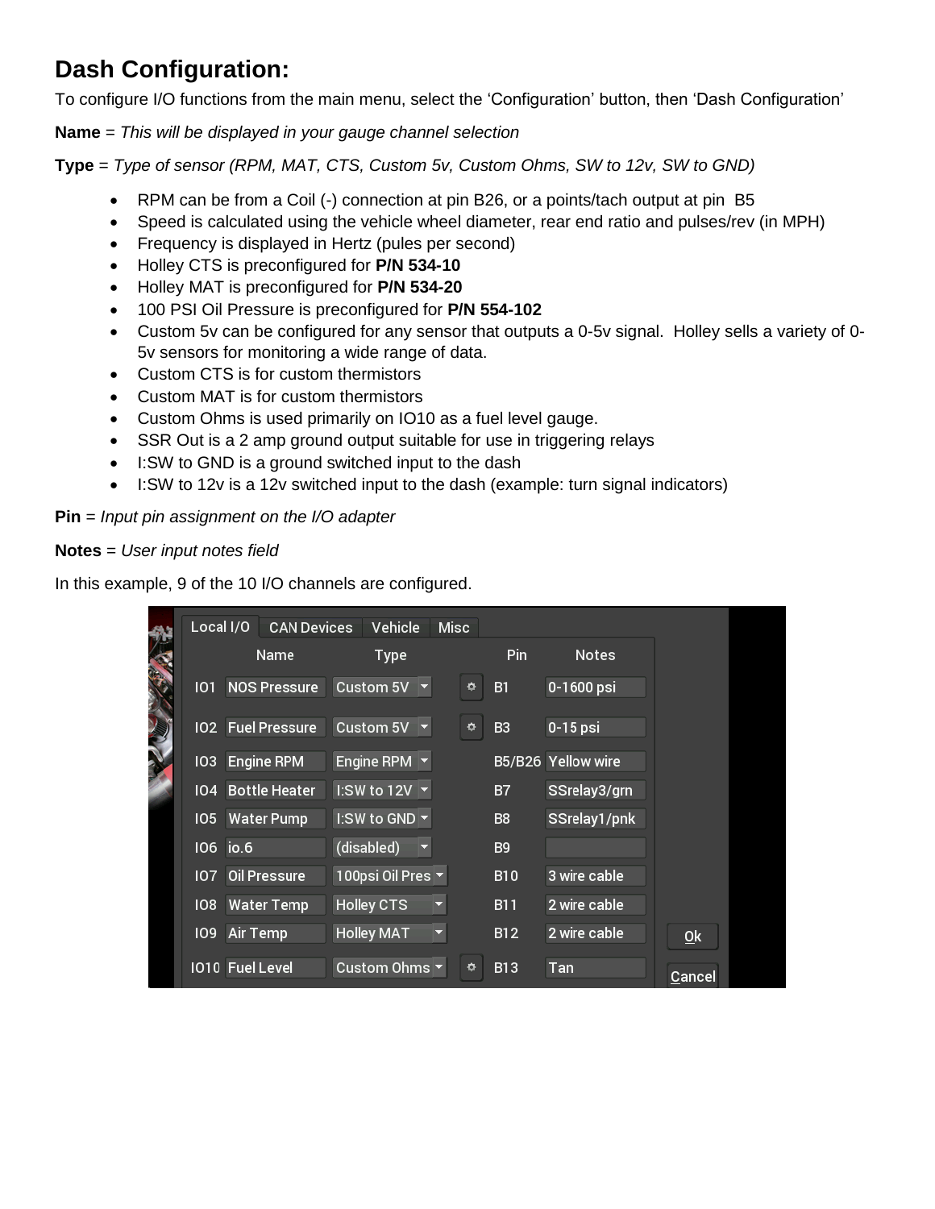# Dash Configuration:

To configure I/O functions from the main menu, select the 'Configuration' button, then 'Dash Configuration'

**Name** = *This will be displayed in your gauge channel selection*

**Type** = *Type of sensor (RPM, MAT, CTS, Custom 5v, Custom Ohms, SW to 12v, SW to GND)*

- RPM can be from a Coil (-) connection at pin B26, or a points/tach output at pin B5
- Speed is calculated using the vehicle wheel diameter, rear end ratio and pulses/rev (in MPH)
- Frequency is displayed in Hertz (pules per second)
- Holley CTS is preconfigured for **P/N 534-10**
- Holley MAT is preconfigured for **P/N 534-20**
- 100 PSI Oil Pressure is preconfigured for **P/N 554-102**
- Custom 5v can be configured for any sensor that outputs a 0-5v signal. Holley sells a variety of 0-5v sensors for monitoring a wide range of data.
- Custom CTS is for custom thermistors
- Custom MAT is for custom thermistors
- Custom Ohms is used primarily on IO10 as a fuel level gauge.
- SSR Out is a 2 amp ground output suitable for use in triggering relays
- I:SW to GND is a ground switched input to the dash
- I:SW to 12v is a 12v switched input to the dash (example: turn signal indicators)

**Pin** = *Input pin assignment on the I/O adapter*

**Notes** = *User input notes field*

In this example, 9 of the 10 I/O channels are configured.

Local I/O | CAN Devices | Vehicle | Misc

| | Name | Type | Pin | Notes |
|---|---|---|---|---|
| IO1 | NOS Pressure | Custom 5V | B1 | 0-1600 psi |
| IO2 | Fuel Pressure | Custom 5V | B3 | 0-15 psi |
| IO3 | Engine RPM | Engine RPM | B5/B26 | Yellow wire |
| IO4 | Bottle Heater | I:SW to 12V | B7 | SSrelay3/grn |
| IO5 | Water Pump | I:SW to GND | B8 | SSrelay1/pnk |
| IO6 | io.6 | (disabled) | B9 | |
| IO7 | Oil Pressure | 100psi Oil Pres | B10 | 3 wire cable |
| IO8 | Water Temp | Holley CTS | B11 | 2 wire cable |
| IO9 | Air Temp | Holley MAT | B12 | 2 wire cable |
| IO10 | Fuel Level | Custom Ohms | B13 | Tan |

Ok | Cancel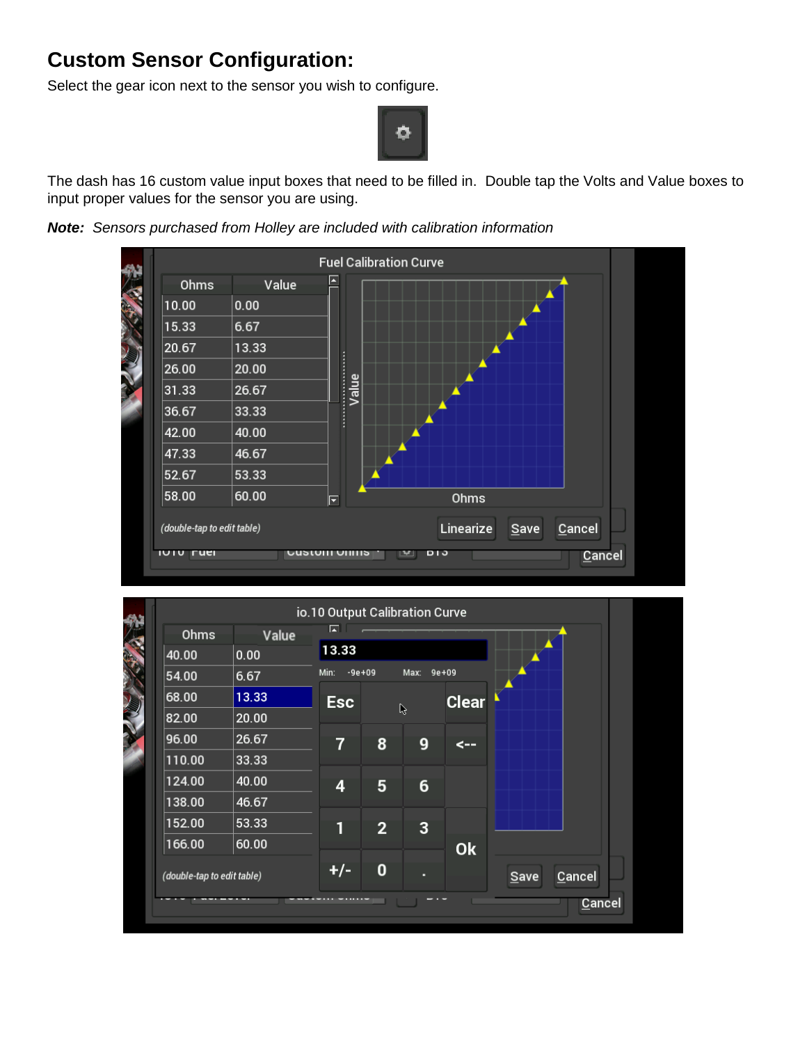## Custom Sensor Configuration:

Select the gear icon next to the sensor you wish to configure.

The dash has 16 custom value input boxes that need to be filled in. Double tap the Volts and Value boxes to input proper values for the sensor you are using.

***Note:*** *Sensors purchased from Holley are included with calibration information*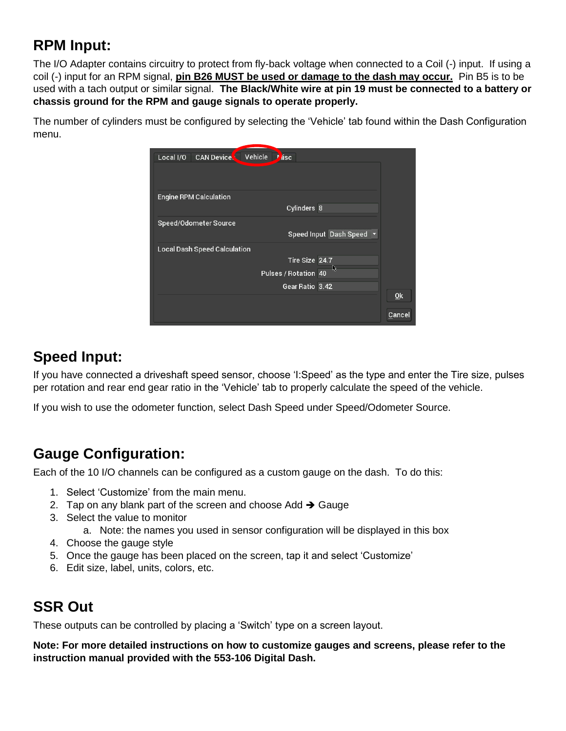## RPM Input:

The I/O Adapter contains circuitry to protect from fly-back voltage when connected to a Coil (-) input. If using a coil (-) input for an RPM signal, **pin B26 MUST be used or damage to the dash may occur.** Pin B5 is to be used with a tach output or similar signal. **The Black/White wire at pin 19 must be connected to a battery or chassis ground for the RPM and gauge signals to operate properly.**

The number of cylinders must be configured by selecting the 'Vehicle' tab found within the Dash Configuration menu.

## Speed Input:

If you have connected a driveshaft speed sensor, choose 'I:Speed' as the type and enter the Tire size, pulses per rotation and rear end gear ratio in the 'Vehicle' tab to properly calculate the speed of the vehicle.

If you wish to use the odometer function, select Dash Speed under Speed/Odometer Source.

## Gauge Configuration:

Each of the 10 I/O channels can be configured as a custom gauge on the dash. To do this:

1. Select 'Customize' from the main menu.
2. Tap on any blank part of the screen and choose Add → Gauge
3. Select the value to monitor
   a. Note: the names you used in sensor configuration will be displayed in this box
4. Choose the gauge style
5. Once the gauge has been placed on the screen, tap it and select 'Customize'
6. Edit size, label, units, colors, etc.

## SSR Out

These outputs can be controlled by placing a 'Switch' type on a screen layout.

**Note: For more detailed instructions on how to customize gauges and screens, please refer to the instruction manual provided with the 553-106 Digital Dash.**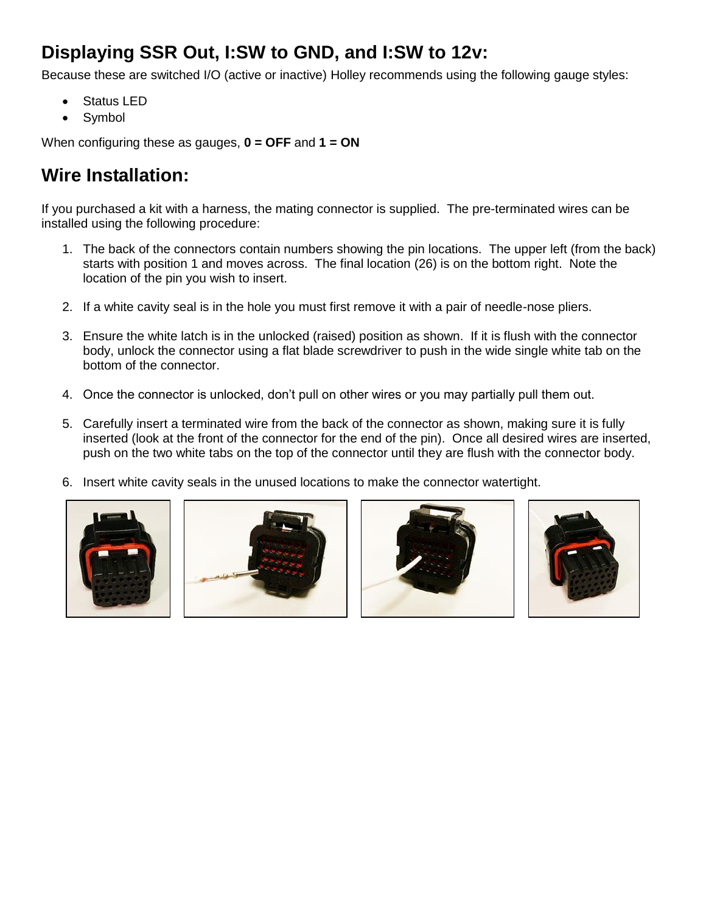## Displaying SSR Out, I:SW to GND, and I:SW to 12v:

Because these are switched I/O (active or inactive) Holley recommends using the following gauge styles:

- Status LED
- Symbol

When configuring these as gauges, **0 = OFF** and **1 = ON**

## Wire Installation:

If you purchased a kit with a harness, the mating connector is supplied. The pre-terminated wires can be installed using the following procedure:

1. The back of the connectors contain numbers showing the pin locations. The upper left (from the back) starts with position 1 and moves across. The final location (26) is on the bottom right. Note the location of the pin you wish to insert.

2. If a white cavity seal is in the hole you must first remove it with a pair of needle-nose pliers.

3. Ensure the white latch is in the unlocked (raised) position as shown. If it is flush with the connector body, unlock the connector using a flat blade screwdriver to push in the wide single white tab on the bottom of the connector.

4. Once the connector is unlocked, don't pull on other wires or you may partially pull them out.

5. Carefully insert a terminated wire from the back of the connector as shown, making sure it is fully inserted (look at the front of the connector for the end of the pin). Once all desired wires are inserted, push on the two white tabs on the top of the connector until they are flush with the connector body.

6. Insert white cavity seals in the unused locations to make the connector watertight.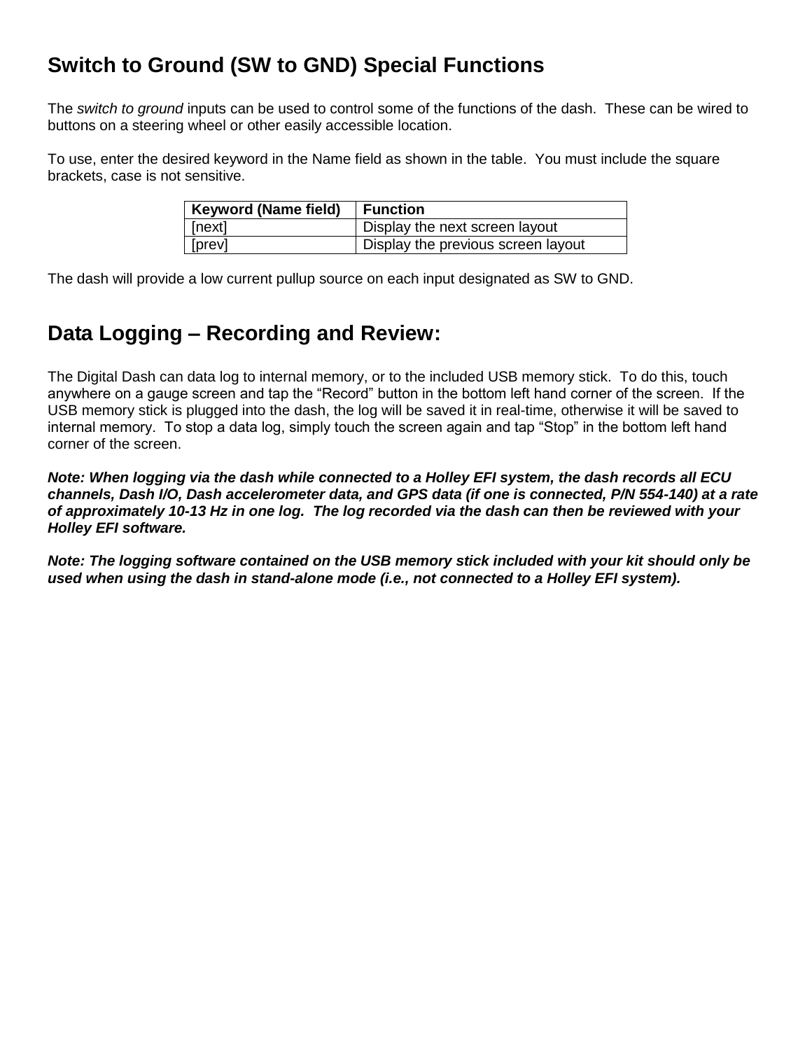## Switch to Ground (SW to GND) Special Functions

The *switch to ground* inputs can be used to control some of the functions of the dash. These can be wired to buttons on a steering wheel or other easily accessible location.

To use, enter the desired keyword in the Name field as shown in the table. You must include the square brackets, case is not sensitive.

| Keyword (Name field) | Function |
|---|---|
| [next] | Display the next screen layout |
| [prev] | Display the previous screen layout |

The dash will provide a low current pullup source on each input designated as SW to GND.

## Data Logging – Recording and Review:

The Digital Dash can data log to internal memory, or to the included USB memory stick. To do this, touch anywhere on a gauge screen and tap the “Record” button in the bottom left hand corner of the screen. If the USB memory stick is plugged into the dash, the log will be saved it in real-time, otherwise it will be saved to internal memory. To stop a data log, simply touch the screen again and tap “Stop” in the bottom left hand corner of the screen.

***Note: When logging via the dash while connected to a Holley EFI system, the dash records all ECU channels, Dash I/O, Dash accelerometer data, and GPS data (if one is connected, P/N 554-140) at a rate of approximately 10-13 Hz in one log. The log recorded via the dash can then be reviewed with your Holley EFI software.***

***Note: The logging software contained on the USB memory stick included with your kit should only be used when using the dash in stand-alone mode (i.e., not connected to a Holley EFI system).***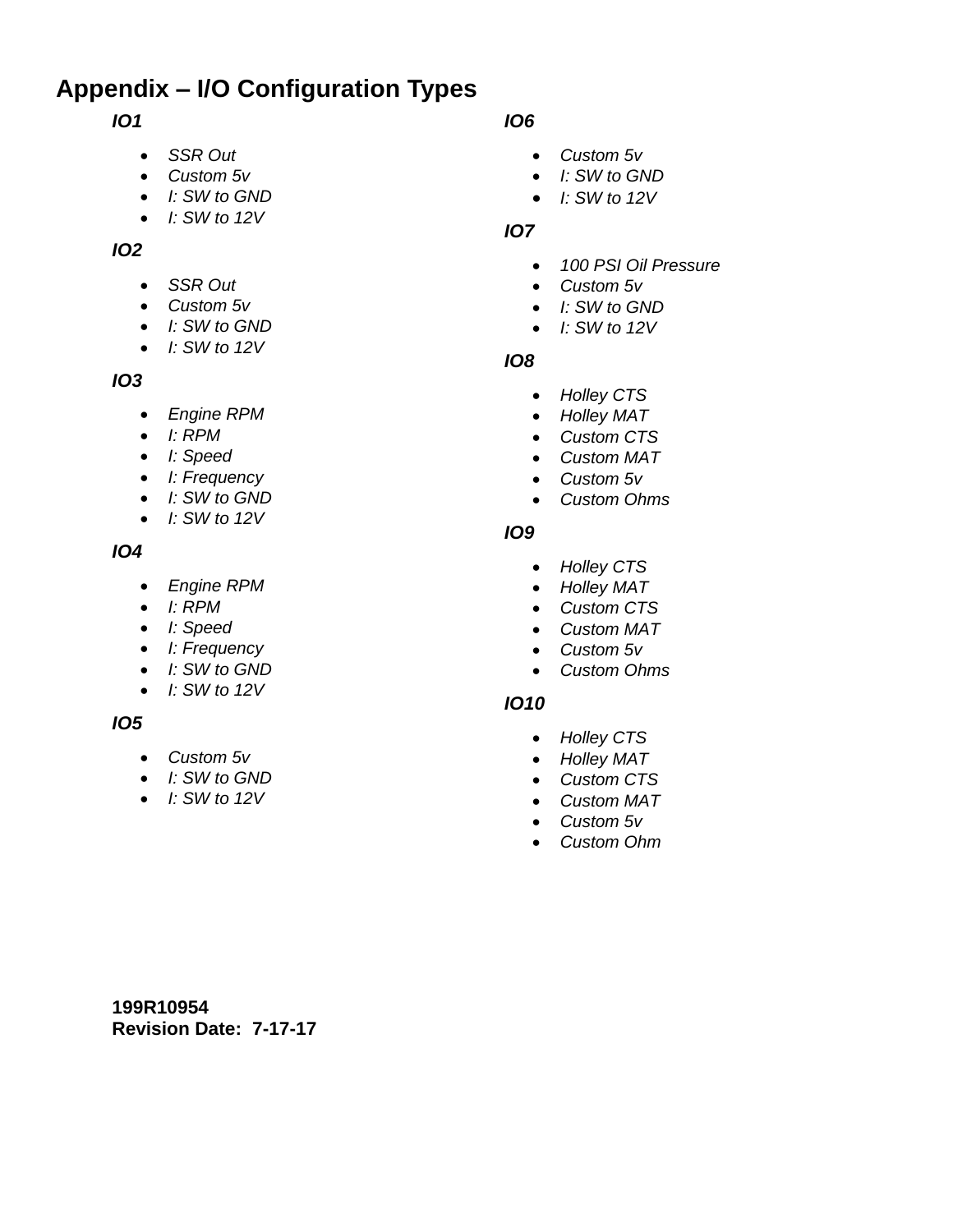# Appendix – I/O Configuration Types

***IO1***

- *SSR Out*
- *Custom 5v*
- *I: SW to GND*
- *I: SW to 12V*

***IO2***

- *SSR Out*
- *Custom 5v*
- *I: SW to GND*
- *I: SW to 12V*

***IO3***

- *Engine RPM*
- *I: RPM*
- *I: Speed*
- *I: Frequency*
- *I: SW to GND*
- *I: SW to 12V*

***IO4***

- *Engine RPM*
- *I: RPM*
- *I: Speed*
- *I: Frequency*
- *I: SW to GND*
- *I: SW to 12V*

***IO5***

- *Custom 5v*
- *I: SW to GND*
- *I: SW to 12V*

***IO6***

- *Custom 5v*
- *I: SW to GND*
- *I: SW to 12V*

***IO7***

- *100 PSI Oil Pressure*
- *Custom 5v*
- *I: SW to GND*
- *I: SW to 12V*

***IO8***

- *Holley CTS*
- *Holley MAT*
- *Custom CTS*
- *Custom MAT*
- *Custom 5v*
- *Custom Ohms*

***IO9***

- *Holley CTS*
- *Holley MAT*
- *Custom CTS*
- *Custom MAT*
- *Custom 5v*
- *Custom Ohms*

***IO10***

- *Holley CTS*
- *Holley MAT*
- *Custom CTS*
- *Custom MAT*
- *Custom 5v*
- *Custom Ohm*

**199R10954**
**Revision Date: 7-17-17**